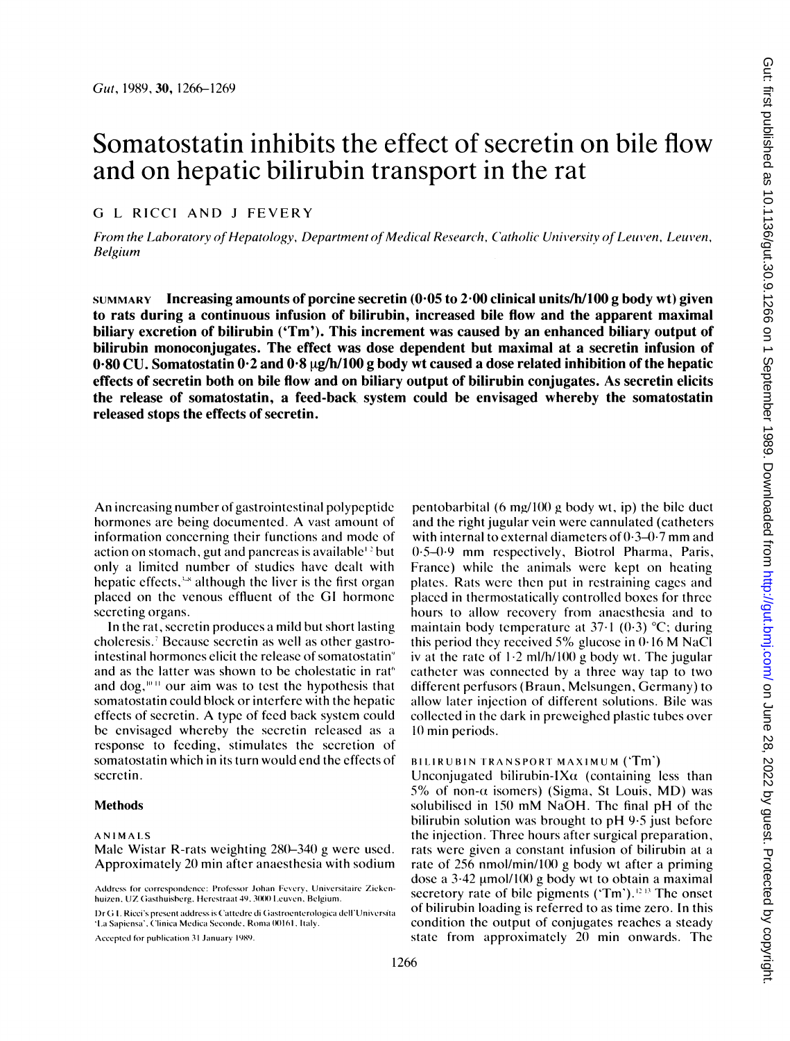# Somatostatin inhibits the effect of secretin on bile flow and on hepatic bilirubin transport in the rat

G L RICCI AND J FEVERY

*From the Laboratory of Hepatology, Department of Medical Research, Catholic University of Leuven, Leuven, Belgium*

SUMMARY **Increasing amounts of porcine secretin (0·05 to 2·00 clinical units/h/100 g body wt) given to rats during a continuous infusion of bilirubin, increased bile flow and the apparent maximal biliary excretion of bilirubin ('Tm'). This increment was caused by an enhanced biliary output of bilirubin monoconjugates. The effect was dose dependent but maximal at a secretin infusion of 0·80 CU. Somatostatin 0·2 and 0·8 μg/h/100 g body wt caused a dose related inhibition of the hepatic effects of secretin both on bile flow and on biliary output of bilirubin conjugates. As secretin elicits the release of somatostatin, a feed-back system could be envisaged whereby the somatostatin released stops the effects of secretin.**

An increasing number of gastrointestinal polypeptide hormones are being documented. A vast amount of information concerning their functions and mode of action on stomach, gut and pancreas is available[1,2] but only a limited number of studies have dealt with hepatic effects,[3-8] although the liver is the first organ placed on the venous effluent of the GI hormone secreting organs.

In the rat, secretin produces a mild but short lasting choleresis.[7] Because secretin as well as other gastrointestinal hormones elicit the release of somatostatin[9] and as the latter was shown to be cholestatic in rat[6] and dog,[10,11] our aim was to test the hypothesis that somatostatin could block or interfere with the hepatic effects of secretin. A type of feed back system could be envisaged whereby the secretin released as a response to feeding, stimulates the secretion of somatostatin which in its turn would end the effects of secretin.

## Methods

### ANIMALS

Male Wistar R-rats weighting 280–340 g were used. Approximately 20 min after anaesthesia with sodium pentobarbital (6 mg/100 g body wt, ip) the bile duct and the right jugular vein were cannulated (catheters with internal to external diameters of 0·3–0·7 mm and 0·5–0·9 mm respectively, Biotrol Pharma, Paris, France) while the animals were kept on heating plates. Rats were then put in restraining cages and placed in thermostatically controlled boxes for three hours to allow recovery from anaesthesia and to maintain body temperature at 37·1 (0·3) °C; during this period they received 5% glucose in 0·16 M NaCl iv at the rate of 1·2 ml/h/100 g body wt. The jugular catheter was connected by a three way tap to two different perfusors (Braun, Melsungen, Germany) to allow later injection of different solutions. Bile was collected in the dark in preweighed plastic tubes over 10 min periods.

### BILIRUBIN TRANSPORT MAXIMUM ('Tm')

Unconjugated bilirubin-IXα (containing less than 5% of non-α isomers) (Sigma, St Louis, MD) was solubilised in 150 mM NaOH. The final pH of the bilirubin solution was brought to pH 9·5 just before the injection. Three hours after surgical preparation, rats were given a constant infusion of bilirubin at a rate of 256 nmol/min/100 g body wt after a priming dose a 3·42 μmol/100 g body wt to obtain a maximal secretory rate of bile pigments ('Tm').[12,13] The onset of bilirubin loading is referred to as time zero. In this condition the output of conjugates reaches a steady state from approximately 20 min onwards. The

Address for correspondence: Professor Johan Fevery, Universitaire Ziekenhuizen, UZ Gasthuisberg, Herestraat 49, 3000 Leuven, Belgium.

Dr G L Ricci's present address is Cattedre di Gastroenterologica dell'Universita 'La Sapiensa', Clinica Medica Seconde, Roma 00161, Italy.

Accepted for publication 31 January 1989.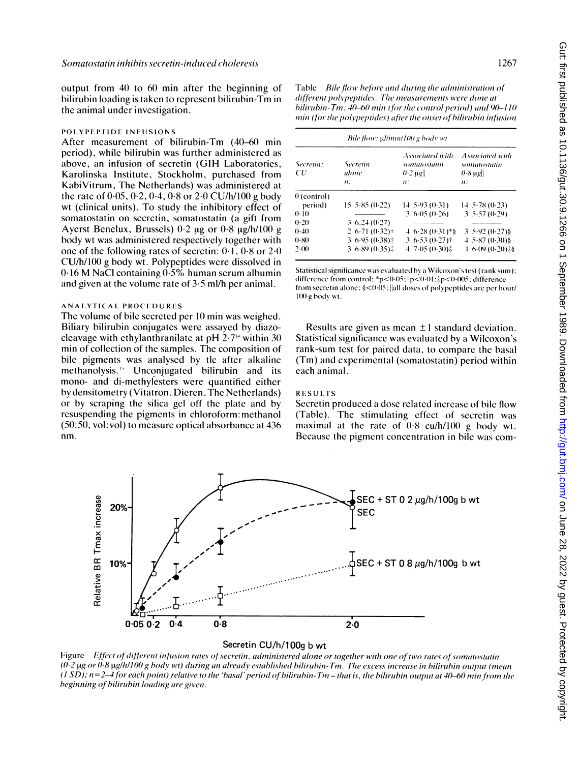output from 40 to 60 min after the beginning of bilirubin loading is taken to represent bilirubin-Tm in the animal under investigation.

### POLYPEPTIDE INFUSIONS

After measurement of bilirubin-Tm (40–60 min period), while bilirubin was further administered as above, an infusion of secretin (GIH Laboratories, Karolinska Institute, Stockholm, purchased from KabiVitrum, The Netherlands) was administered at the rate of 0·05, 0·2, 0·4, 0·8 or 2·0 CU/h/100 g body wt (clinical units). To study the inhibitory effect of somatostatin on secretin, somatostatin (a gift from Ayerst Benelux, Brussels) 0·2 μg or 0·8 μg/h/100 g body wt was administered respectively together with one of the following rates of secretin: 0·1, 0·8 or 2·0 CU/h/100 g body wt. Polypeptides were dissolved in 0·16 M NaCl containing 0·5% human serum albumin and given at the volume rate of 3·5 ml/h per animal.

### ANALYTICAL PROCEDURES

The volume of bile secreted per 10 min was weighed. Biliary bilirubin conjugates were assayed by diazo-cleavage with ethylanthranilate at pH 2·7[14] within 30 min of collection of the samples. The composition of bile pigments was analysed by tlc after alkaline methanolysis.[15] Unconjugated bilirubin and its mono- and di-methylesters were quantified either by densitometry (Vitatron, Dieren, The Netherlands) or by scraping the silica gel off the plate and by resuspending the pigments in chloroform:methanol (50:50, vol:vol) to measure optical absorbance at 436 nm.

Table *Bile flow before and during the administration of different polypeptides. The measurements were done at bilirubin-Tm: 40–60 min (for the control period) and 90–110 min (for the polypeptides) after the onset of bilirubin infusion*

| Bile flow: μl/min/100 g body wt | | | |
|---|---|---|---|
| Secretin: CU | Secretin alone n: | Associated with somatostatin 0·2 μg‖ n: | Associated with somatostatin 0·8 μg‖ n: |
| 0 (control) period) | 15 5·85 (0·22) | 14 5·93 (0·31) | 14 5·78 (0·23) |
| 0·10 | ——— | 3 6·05 (0·26) | 3 5·57 (0·29) |
| 0·20 | 3 6·24 (0·27) | ——— | ——— |
| 0·40 | 2 6·71 (0·32)† | 4 6·28 (0·31)*§ | 3 5·92 (0·27)§ |
| 0·80 | 3 6·95 (0·38)‡ | 3 6·53 (0·27)† | 4 5·87 (0·30)§ |
| 2·00 | 3 6·89 (0·35)‡ | 4 7·05 (0·30)‡ | 4 6·09 (0·20)‡§ |

Statistical significance was evaluated by a Wilcoxon's test (rank sum): difference from control: *$p<0·05$; †$p<0·01$; ‡$p<0·005$; difference from secretin alone: §$<0·05$; ‖all doses of polypeptides are per hour/100 g body wt.

Results are given as mean ±1 standard deviation. Statistical significance was evaluated by a Wilcoxon's rank-sum test for paired data, to compare the basal (Tm) and experimental (somatostatin) period within each animal.

## RESULTS

Secretin produced a dose related increase of bile flow (Table). The stimulating effect of secretin was maximal at the rate of 0·8 cu/h/100 g body wt. Because the pigment concentration in bile was com-

Figure *Effect of different infusion rates of secretin, administered alone or together with one of two rates of somatostatin (0·2 μg or 0·8 μg/h/100 g body wt) during an already established bilirubin-Tm. The excess increase in bilirubin output (mean (1 SD); n=2–4 for each point) relative to the 'basal' period of bilirubin-Tm – that is, the bilirubin output at 40–60 min from the beginning of bilirubin loading are given.*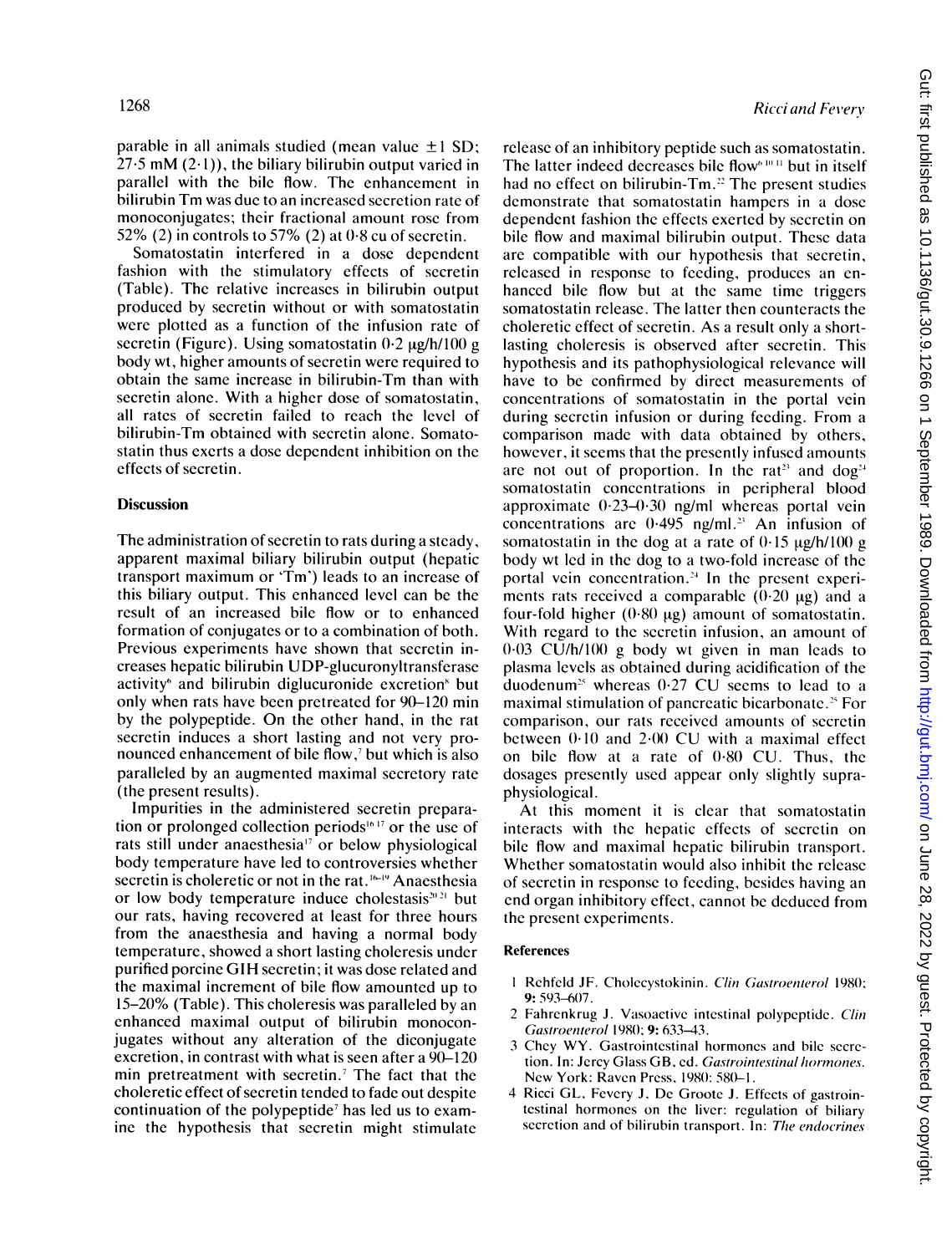parable in all animals studied (mean value ±1 SD; 27·5 mM (2·1)), the biliary bilirubin output varied in parallel with the bile flow. The enhancement in bilirubin Tm was due to an increased secretion rate of monoconjugates; their fractional amount rose from 52% (2) in controls to 57% (2) at 0·8 cu of secretin.

Somatostatin interfered in a dose dependent fashion with the stimulatory effects of secretin (Table). The relative increases in bilirubin output produced by secretin without or with somatostatin were plotted as a function of the infusion rate of secretin (Figure). Using somatostatin 0·2 μg/h/100 g body wt, higher amounts of secretin were required to obtain the same increase in bilirubin-Tm than with secretin alone. With a higher dose of somatostatin, all rates of secretin failed to reach the level of bilirubin-Tm obtained with secretin alone. Somatostatin thus exerts a dose dependent inhibition on the effects of secretin.

## Discussion

The administration of secretin to rats during a steady, apparent maximal biliary bilirubin output (hepatic transport maximum or 'Tm') leads to an increase of this biliary output. This enhanced level can be the result of an increased bile flow or to enhanced formation of conjugates or to a combination of both. Previous experiments have shown that secretin increases hepatic bilirubin UDP-glucuronyltransferase activity[6] and bilirubin diglucuronide excretion[8] but only when rats have been pretreated for 90–120 min by the polypeptide. On the other hand, in the rat secretin induces a short lasting and not very pronounced enhancement of bile flow,[7] but which is also paralleled by an augmented maximal secretory rate (the present results).

Impurities in the administered secretin preparation or prolonged collection periods[16,17] or the use of rats still under anaesthesia[17] or below physiological body temperature have led to controversies whether secretin is choleretic or not in the rat.[16–19] Anaesthesia or low body temperature induce cholestasis[20,21] but our rats, having recovered at least for three hours from the anaesthesia and having a normal body temperature, showed a short lasting choleresis under purified porcine GIH secretin; it was dose related and the maximal increment of bile flow amounted up to 15–20% (Table). This choleresis was paralleled by an enhanced maximal output of bilirubin monoconjugates without any alteration of the diconjugate excretion, in contrast with what is seen after a 90–120 min pretreatment with secretin.[7] The fact that the choleretic effect of secretin tended to fade out despite continuation of the polypeptide[7] has led us to examine the hypothesis that secretin might stimulate release of an inhibitory peptide such as somatostatin. The latter indeed decreases bile flow[6,10,11] but in itself had no effect on bilirubin-Tm.[22] The present studies demonstrate that somatostatin hampers in a dose dependent fashion the effects exerted by secretin on bile flow and maximal bilirubin output. These data are compatible with our hypothesis that secretin, released in response to feeding, produces an enhanced bile flow but at the same time triggers somatostatin release. The latter then counteracts the choleretic effect of secretin. As a result only a short-lasting choleresis is observed after secretin. This hypothesis and its pathophysiological relevance will have to be confirmed by direct measurements of concentrations of somatostatin in the portal vein during secretin infusion or during feeding. From a comparison made with data obtained by others, however, it seems that the presently infused amounts are not out of proportion. In the rat[23] and dog[24] somatostatin concentrations in peripheral blood approximate 0·23–0·30 ng/ml whereas portal vein concentrations are 0·495 ng/ml.[23] An infusion of somatostatin in the dog at a rate of 0·15 μg/h/100 g body wt led in the dog to a two-fold increase of the portal vein concentration.[24] In the present experiments rats received a comparable (0·20 μg) and a four-fold higher (0·80 μg) amount of somatostatin. With regard to the secretin infusion, an amount of 0·03 CU/h/100 g body wt given in man leads to plasma levels as obtained during acidification of the duodenum[25] whereas 0·27 CU seems to lead to a maximal stimulation of pancreatic bicarbonate.[25] For comparison, our rats received amounts of secretin between 0·10 and 2·00 CU with a maximal effect on bile flow at a rate of 0·80 CU. Thus, the dosages presently used appear only slightly supraphysiological.

At this moment it is clear that somatostatin interacts with the hepatic effects of secretin on bile flow and maximal hepatic bilirubin transport. Whether somatostatin would also inhibit the release of secretin in response to feeding, besides having an end organ inhibitory effect, cannot be deduced from the present experiments.

## References

1. Rehfeld JF. Cholecystokinin. *Clin Gastroenterol* 1980; **9:** 593–607.
2. Fahrenkrug J. Vasoactive intestinal polypeptide. *Clin Gastroenterol* 1980; **9:** 633–43.
3. Chey WY. Gastrointestinal hormones and bile secretion. In: Jerzy Glass GB, ed. *Gastrointestinal hormones*. New York: Raven Press, 1980: 580–1.
4. Ricci GL, Fevery J, De Groote J. Effects of gastrointestinal hormones on the liver: regulation of biliary secretion and of bilirubin transport. In: *The endocrines*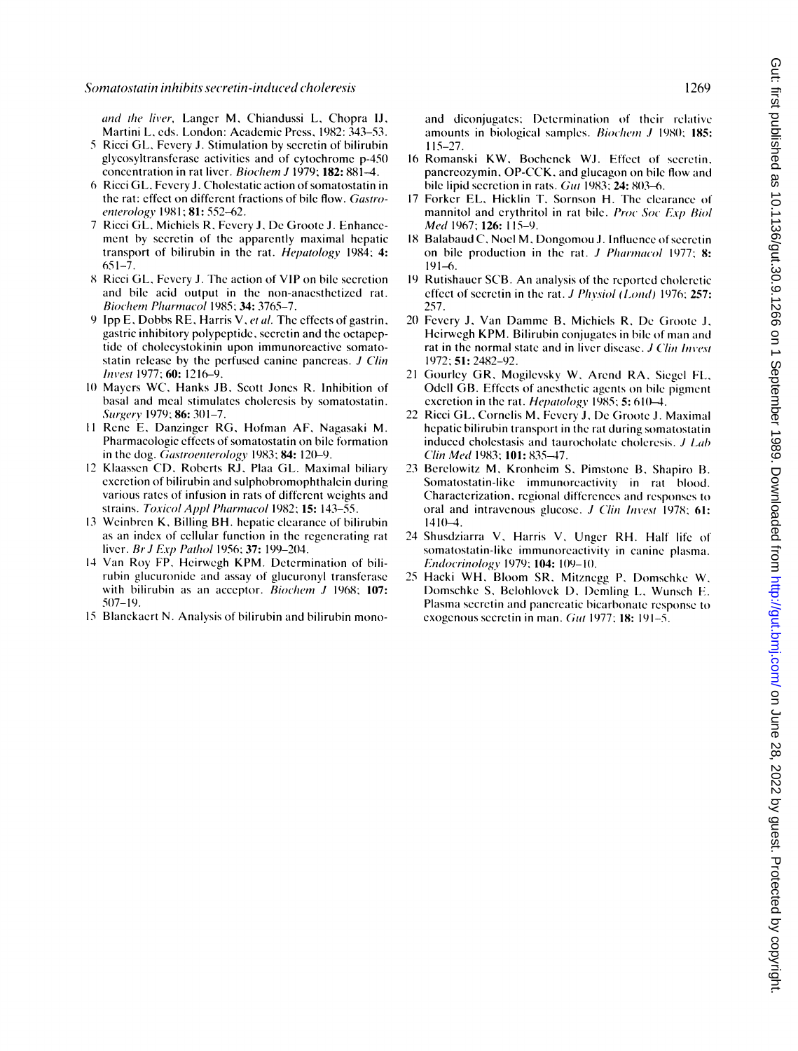and the liver. Langer M, Chiandussi L, Chopra IJ, Martini L, eds. London: Academic Press, 1982: 343–53.

5 Ricci GL, Fevery J. Stimulation by secretin of bilirubin glycosyltransferase activities and of cytochrome p-450 concentration in rat liver. *Biochem J* 1979; **182:** 881–4.

6 Ricci GL, Fevery J. Cholestatic action of somatostatin in the rat: effect on different fractions of bile flow. *Gastroenterology* 1981; **81:** 552–62.

7 Ricci GL, Michiels R, Fevery J, De Groote J. Enhancement by secretin of the apparently maximal hepatic transport of bilirubin in the rat. *Hepatology* 1984; **4:** 651–7.

8 Ricci GL, Fevery J. The action of VIP on bile secretion and bile acid output in the non-anaesthetized rat. *Biochem Pharmacol* 1985; **34:** 3765–7.

9 Ipp E, Dobbs RE, Harris V, *et al.* The effects of gastrin, gastric inhibitory polypeptide, secretin and the octapeptide of cholecystokinin upon immunoreactive somatostatin release by the perfused canine pancreas. *J Clin Invest* 1977; **60:** 1216–9.

10 Mayers WC, Hanks JB, Scott Jones R. Inhibition of basal and meal stimulates choleresis by somatostatin. *Surgery* 1979; **86:** 301–7.

11 Rene E, Danzinger RG, Hofman AF, Nagasaki M. Pharmacologic effects of somatostatin on bile formation in the dog. *Gastroenterology* 1983; **84:** 120–9.

12 Klaassen CD, Roberts RJ, Plaa GL. Maximal biliary excretion of bilirubin and sulphobromophthalein during various rates of infusion in rats of different weights and strains. *Toxicol Appl Pharmacol* 1982; **15:** 143–55.

13 Weinbren K, Billing BH. hepatic clearance of bilirubin as an index of cellular function in the regenerating rat liver. *Br J Exp Pathol* 1956; **37:** 199–204.

14 Van Roy FP, Heirwegh KPM. Determination of bilirubin glucuronide and assay of glucuronyl transferase with bilirubin as an acceptor. *Biochem J* 1968; **107:** 507–19.

15 Blanckaert N. Analysis of bilirubin and bilirubin mono- and diconjugates: Determination of their relative amounts in biological samples. *Biochem J* 1980; **185:** 115–27.

16 Romanski KW, Bochenck WJ. Effect of secretin, pancreozymin, OP-CCK, and glucagon on bile flow and bile lipid secretion in rats. *Gut* 1983; **24:** 803–6.

17 Forker EL, Hicklin T, Sornson H. The clearance of mannitol and erythritol in rat bile. *Proc Soc Exp Biol Med* 1967; **126:** 115–9.

18 Balabaud C, Noel M, Dongomou J. Influence of secretin on bile production in the rat. *J Pharmacol* 1977; **8:** 191–6.

19 Rutishauer SCB. An analysis of the reported choleretic effect of secretin in the rat. *J Physiol (Lond)* 1976; **257:** 257.

20 Fevery J, Van Damme B, Michiels R, De Groote J, Heirwegh KPM. Bilirubin conjugates in bile of man and rat in the normal state and in liver disease. *J Clin Invest* 1972; **51:** 2482–92.

21 Gourley GR, Mogilevsky W, Arend RA, Siegel FL, Odell GB. Effects of anesthetic agents on bile pigment excretion in the rat. *Hepatology* 1985; **5:** 610–4.

22 Ricci GL, Cornelis M, Fevery J, De Groote J. Maximal hepatic bilirubin transport in the rat during somatostatin induced cholestasis and taurocholate choleresis. *J Lab Clin Med* 1983; **101:** 835–47.

23 Berelowitz M, Kronheim S, Pimstone B, Shapiro B. Somatostatin-like immunoreactivity in rat blood. Characterization, regional differences and responses to oral and intravenous glucose. *J Clin Invest* 1978; **61:** 1410–4.

24 Shusdziarra V, Harris V, Unger RH. Half life of somatostatin-like immunoreactivity in canine plasma. *Endocrinology* 1979; **104:** 109–10.

25 Hacki WH, Bloom SR, Mitznegg P, Domschke W, Domschke S, Belohlovek D, Demling L, Wunsch E. Plasma secretin and pancreatic bicarbonate response to exogenous secretin in man. *Gut* 1977; **18:** 191–5.